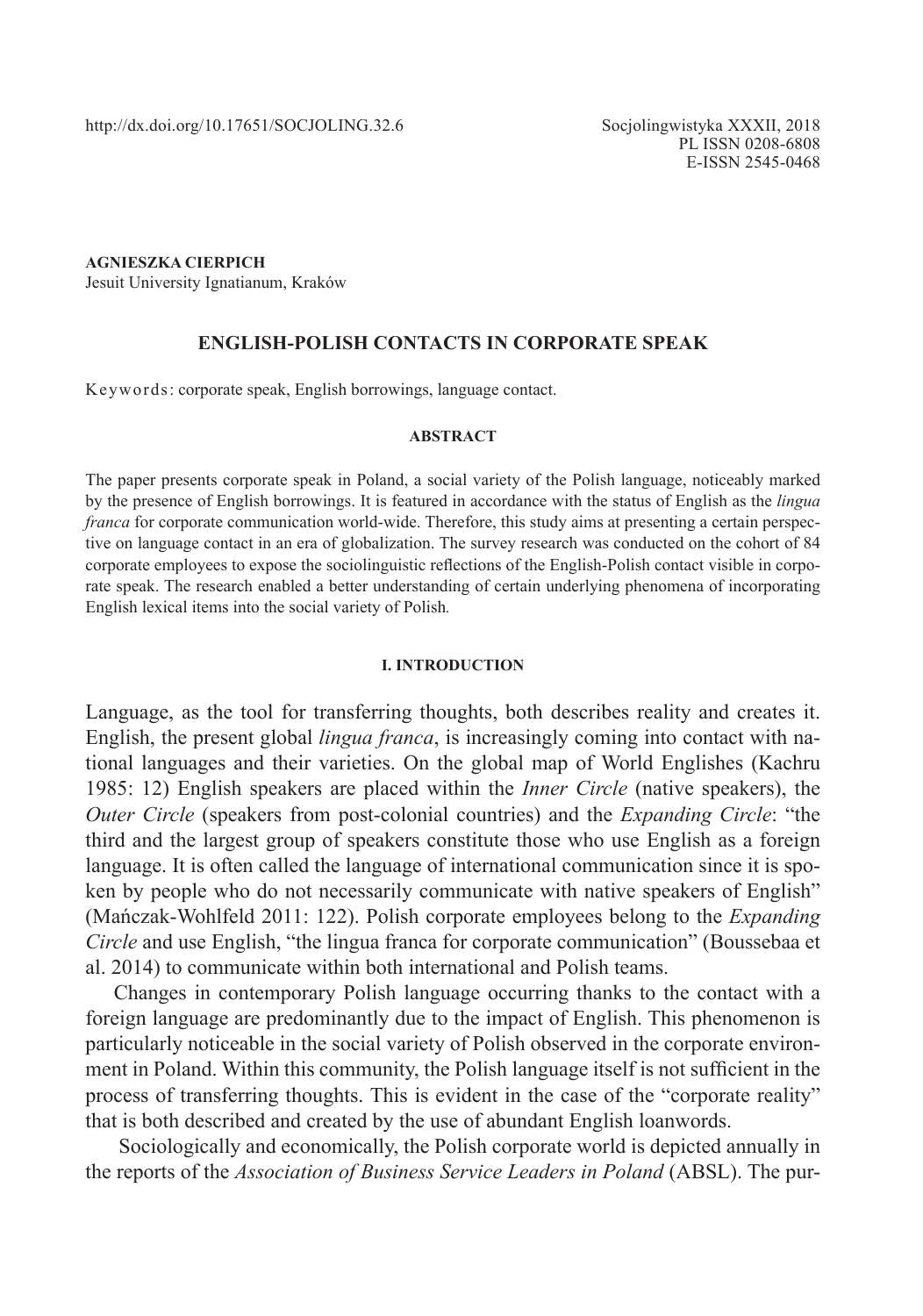http://dx.doi.org/10.17651/SOCJOLING.32.6

Socjolingwistyka XXXII, 2018
PL ISSN 0208-6808
E-ISSN 2545-0468

**AGNIESZKA CIERPICH**
Jesuit University Ignatianum, Kraków

# ENGLISH-POLISH CONTACTS IN CORPORATE SPEAK

Keywords: corporate speak, English borrowings, language contact.

## ABSTRACT

The paper presents corporate speak in Poland, a social variety of the Polish language, noticeably marked by the presence of English borrowings. It is featured in accordance with the status of English as the *lingua franca* for corporate communication world-wide. Therefore, this study aims at presenting a certain perspective on language contact in an era of globalization. The survey research was conducted on the cohort of 84 corporate employees to expose the sociolinguistic reflections of the English-Polish contact visible in corporate speak. The research enabled a better understanding of certain underlying phenomena of incorporating English lexical items into the social variety of Polish.

## I. INTRODUCTION

Language, as the tool for transferring thoughts, both describes reality and creates it. English, the present global *lingua franca*, is increasingly coming into contact with national languages and their varieties. On the global map of World Englishes (Kachru 1985: 12) English speakers are placed within the *Inner Circle* (native speakers), the *Outer Circle* (speakers from post-colonial countries) and the *Expanding Circle*: "the third and the largest group of speakers constitute those who use English as a foreign language. It is often called the language of international communication since it is spoken by people who do not necessarily communicate with native speakers of English" (Mańczak-Wohlfeld 2011: 122). Polish corporate employees belong to the *Expanding Circle* and use English, "the lingua franca for corporate communication" (Boussebaa et al. 2014) to communicate within both international and Polish teams.

Changes in contemporary Polish language occurring thanks to the contact with a foreign language are predominantly due to the impact of English. This phenomenon is particularly noticeable in the social variety of Polish observed in the corporate environment in Poland. Within this community, the Polish language itself is not sufficient in the process of transferring thoughts. This is evident in the case of the "corporate reality" that is both described and created by the use of abundant English loanwords.

Sociologically and economically, the Polish corporate world is depicted annually in the reports of the *Association of Business Service Leaders in Poland* (ABSL). The pur-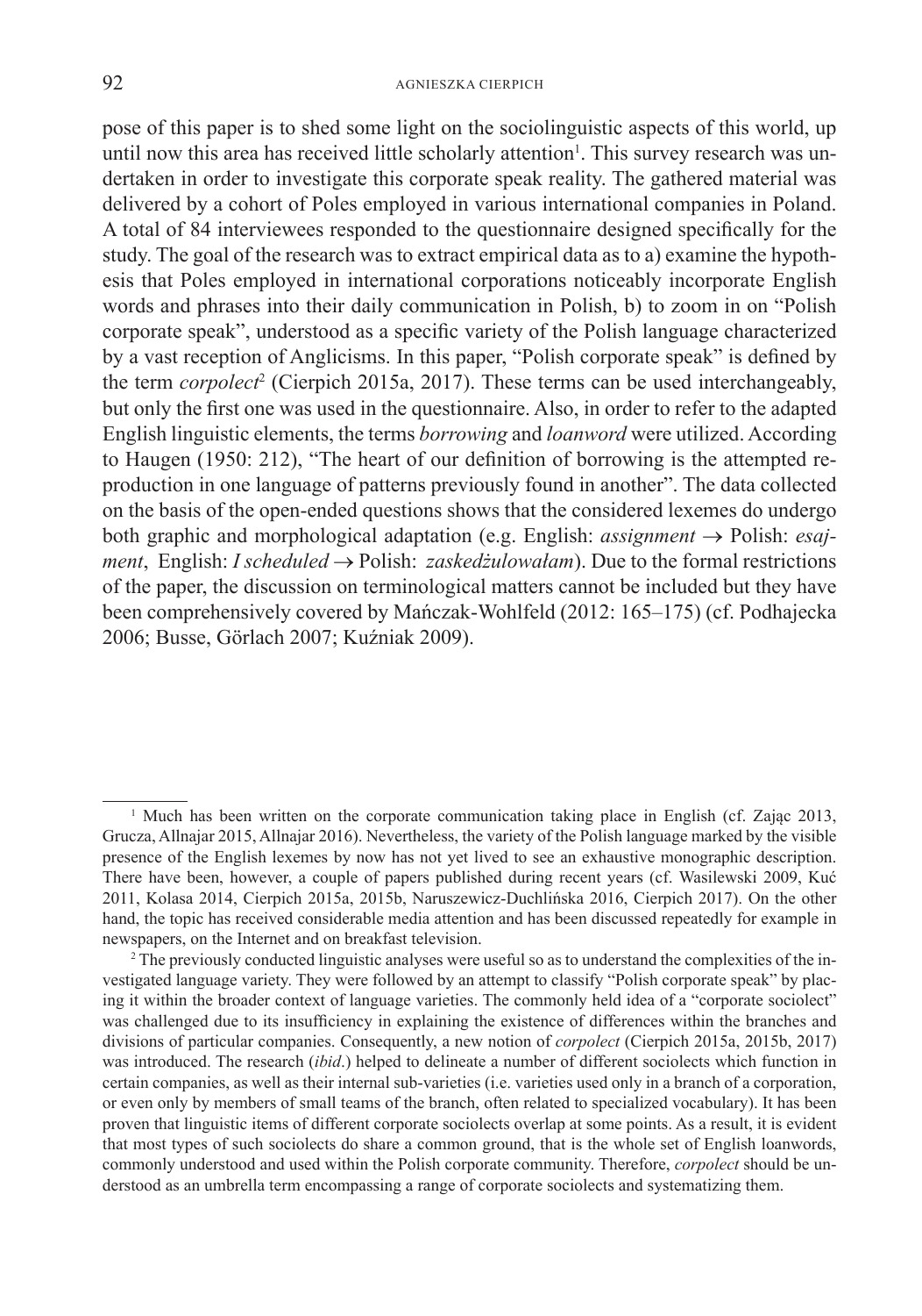pose of this paper is to shed some light on the sociolinguistic aspects of this world, up until now this area has received little scholarly attention[1]. This survey research was undertaken in order to investigate this corporate speak reality. The gathered material was delivered by a cohort of Poles employed in various international companies in Poland. A total of 84 interviewees responded to the questionnaire designed specifically for the study. The goal of the research was to extract empirical data as to a) examine the hypothesis that Poles employed in international corporations noticeably incorporate English words and phrases into their daily communication in Polish, b) to zoom in on "Polish corporate speak", understood as a specific variety of the Polish language characterized by a vast reception of Anglicisms. In this paper, "Polish corporate speak" is defined by the term *corpolect*[2] (Cierpich 2015a, 2017). These terms can be used interchangeably, but only the first one was used in the questionnaire. Also, in order to refer to the adapted English linguistic elements, the terms *borrowing* and *loanword* were utilized. According to Haugen (1950: 212), "The heart of our definition of borrowing is the attempted reproduction in one language of patterns previously found in another". The data collected on the basis of the open-ended questions shows that the considered lexemes do undergo both graphic and morphological adaptation (e.g. English: *assignment* → Polish: *esajment*, English: *I scheduled* → Polish: *zaskedżulowałam*). Due to the formal restrictions of the paper, the discussion on terminological matters cannot be included but they have been comprehensively covered by Mańczak-Wohlfeld (2012: 165–175) (cf. Podhajecka 2006; Busse, Görlach 2007; Kuźniak 2009).

---

[1] Much has been written on the corporate communication taking place in English (cf. Zając 2013, Grucza, Allnajar 2015, Allnajar 2016). Nevertheless, the variety of the Polish language marked by the visible presence of the English lexemes by now has not yet lived to see an exhaustive monographic description. There have been, however, a couple of papers published during recent years (cf. Wasilewski 2009, Kuć 2011, Kolasa 2014, Cierpich 2015a, 2015b, Naruszewicz-Duchlińska 2016, Cierpich 2017). On the other hand, the topic has received considerable media attention and has been discussed repeatedly for example in newspapers, on the Internet and on breakfast television.

[2] The previously conducted linguistic analyses were useful so as to understand the complexities of the investigated language variety. They were followed by an attempt to classify "Polish corporate speak" by placing it within the broader context of language varieties. The commonly held idea of a "corporate sociolect" was challenged due to its insufficiency in explaining the existence of differences within the branches and divisions of particular companies. Consequently, a new notion of *corpolect* (Cierpich 2015a, 2015b, 2017) was introduced. The research (*ibid*.) helped to delineate a number of different sociolects which function in certain companies, as well as their internal sub-varieties (i.e. varieties used only in a branch of a corporation, or even only by members of small teams of the branch, often related to specialized vocabulary). It has been proven that linguistic items of different corporate sociolects overlap at some points. As a result, it is evident that most types of such sociolects do share a common ground, that is the whole set of English loanwords, commonly understood and used within the Polish corporate community. Therefore, *corpolect* should be understood as an umbrella term encompassing a range of corporate sociolects and systematizing them.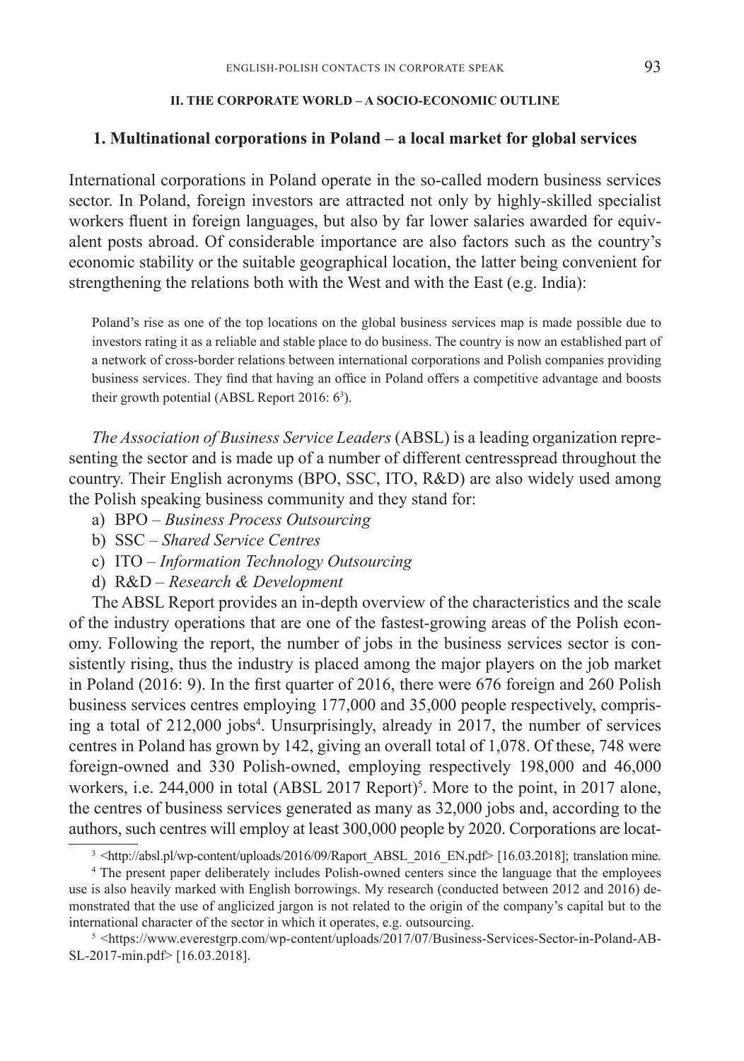## II. THE CORPORATE WORLD – A SOCIO-ECONOMIC OUTLINE

### 1. Multinational corporations in Poland – a local market for global services

International corporations in Poland operate in the so-called modern business services sector. In Poland, foreign investors are attracted not only by highly-skilled specialist workers fluent in foreign languages, but also by far lower salaries awarded for equivalent posts abroad. Of considerable importance are also factors such as the country's economic stability or the suitable geographical location, the latter being convenient for strengthening the relations both with the West and with the East (e.g. India):

> Poland's rise as one of the top locations on the global business services map is made possible due to investors rating it as a reliable and stable place to do business. The country is now an established part of a network of cross-border relations between international corporations and Polish companies providing business services. They find that having an office in Poland offers a competitive advantage and boosts their growth potential (ABSL Report 2016: 6[3]).

*The Association of Business Service Leaders* (ABSL) is a leading organization representing the sector and is made up of a number of different centresspread throughout the country. Their English acronyms (BPO, SSC, ITO, R&D) are also widely used among the Polish speaking business community and they stand for:

a) BPO – *Business Process Outsourcing*
b) SSC – *Shared Service Centres*
c) ITO – *Information Technology Outsourcing*
d) R&D – *Research & Development*

The ABSL Report provides an in-depth overview of the characteristics and the scale of the industry operations that are one of the fastest-growing areas of the Polish economy. Following the report, the number of jobs in the business services sector is consistently rising, thus the industry is placed among the major players on the job market in Poland (2016: 9). In the first quarter of 2016, there were 676 foreign and 260 Polish business services centres employing 177,000 and 35,000 people respectively, comprising a total of 212,000 jobs[4]. Unsurprisingly, already in 2017, the number of services centres in Poland has grown by 142, giving an overall total of 1,078. Of these, 748 were foreign-owned and 330 Polish-owned, employing respectively 198,000 and 46,000 workers, i.e. 244,000 in total (ABSL 2017 Report)[5]. More to the point, in 2017 alone, the centres of business services generated as many as 32,000 jobs and, according to the authors, such centres will employ at least 300,000 people by 2020. Corporations are locat-

[3] <http://absl.pl/wp-content/uploads/2016/09/Raport_ABSL_2016_EN.pdf> [16.03.2018]; translation mine.

[4] The present paper deliberately includes Polish-owned centers since the language that the employees use is also heavily marked with English borrowings. My research (conducted between 2012 and 2016) demonstrated that the use of anglicized jargon is not related to the origin of the company's capital but to the international character of the sector in which it operates, e.g. outsourcing.

[5] <https://www.everestgrp.com/wp-content/uploads/2017/07/Business-Services-Sector-in-Poland-ABSL-2017-min.pdf> [16.03.2018].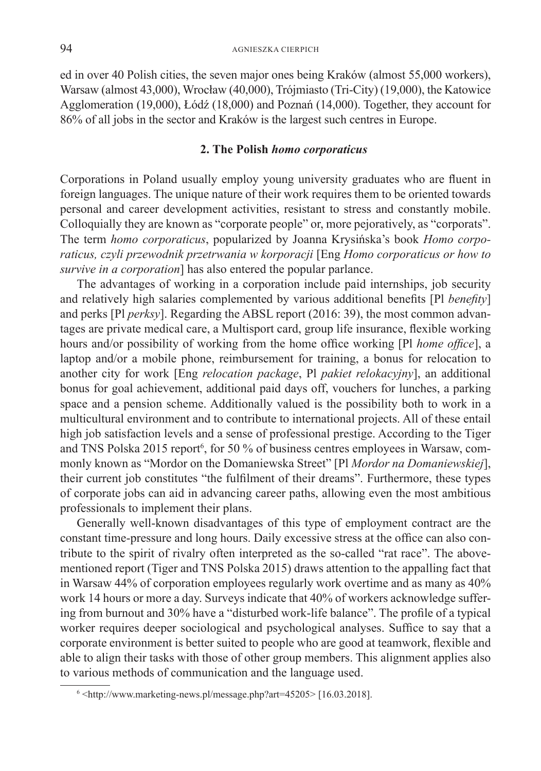ed in over 40 Polish cities, the seven major ones being Kraków (almost 55,000 workers), Warsaw (almost 43,000), Wrocław (40,000), Trójmiasto (Tri-City) (19,000), the Katowice Agglomeration (19,000), Łódź (18,000) and Poznań (14,000). Together, they account for 86% of all jobs in the sector and Kraków is the largest such centres in Europe.

## 2. The Polish *homo corporaticus*

Corporations in Poland usually employ young university graduates who are fluent in foreign languages. The unique nature of their work requires them to be oriented towards personal and career development activities, resistant to stress and constantly mobile. Colloquially they are known as "corporate people" or, more pejoratively, as "corporats". The term *homo corporaticus*, popularized by Joanna Krysińska's book *Homo corporaticus, czyli przewodnik przetrwania w korporacji* [Eng *Homo corporaticus or how to survive in a corporation*] has also entered the popular parlance.

The advantages of working in a corporation include paid internships, job security and relatively high salaries complemented by various additional benefits [Pl *benefity*] and perks [Pl *perksy*]. Regarding the ABSL report (2016: 39), the most common advantages are private medical care, a Multisport card, group life insurance, flexible working hours and/or possibility of working from the home office working [Pl *home office*], a laptop and/or a mobile phone, reimbursement for training, a bonus for relocation to another city for work [Eng *relocation package*, Pl *pakiet relokacyjny*], an additional bonus for goal achievement, additional paid days off, vouchers for lunches, a parking space and a pension scheme. Additionally valued is the possibility both to work in a multicultural environment and to contribute to international projects. All of these entail high job satisfaction levels and a sense of professional prestige. According to the Tiger and TNS Polska 2015 report[6], for 50 % of business centres employees in Warsaw, commonly known as "Mordor on the Domaniewska Street" [Pl *Mordor na Domaniewskiej*], their current job constitutes "the fulfilment of their dreams". Furthermore, these types of corporate jobs can aid in advancing career paths, allowing even the most ambitious professionals to implement their plans.

Generally well-known disadvantages of this type of employment contract are the constant time-pressure and long hours. Daily excessive stress at the office can also contribute to the spirit of rivalry often interpreted as the so-called "rat race". The above-mentioned report (Tiger and TNS Polska 2015) draws attention to the appalling fact that in Warsaw 44% of corporation employees regularly work overtime and as many as 40% work 14 hours or more a day. Surveys indicate that 40% of workers acknowledge suffering from burnout and 30% have a "disturbed work-life balance". The profile of a typical worker requires deeper sociological and psychological analyses. Suffice to say that a corporate environment is better suited to people who are good at teamwork, flexible and able to align their tasks with those of other group members. This alignment applies also to various methods of communication and the language used.

---

[6] <http://www.marketing-news.pl/message.php?art=45205> [16.03.2018].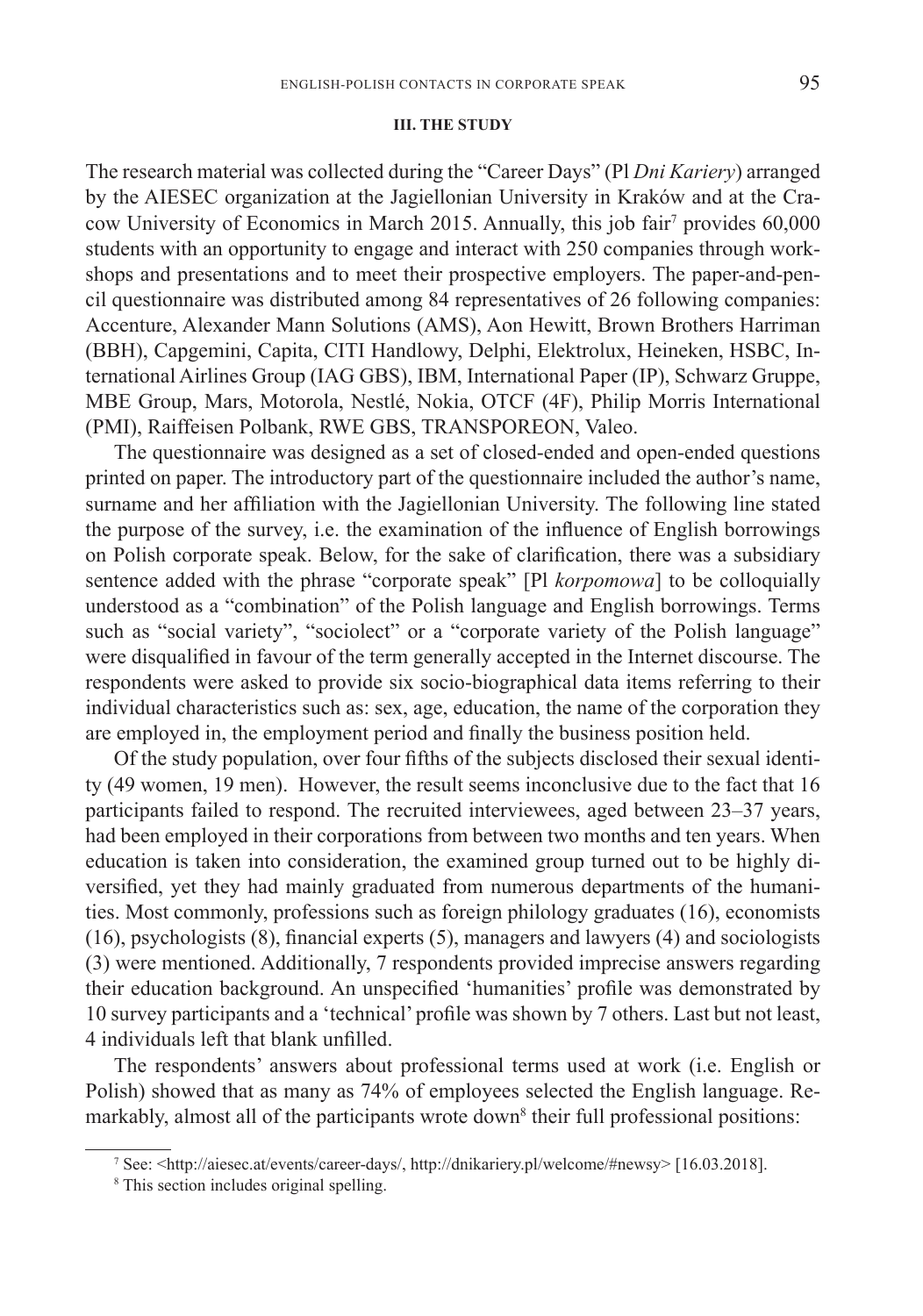### III. THE STUDY

The research material was collected during the "Career Days" (Pl *Dni Kariery*) arranged by the AIESEC organization at the Jagiellonian University in Kraków and at the Cracow University of Economics in March 2015. Annually, this job fair[7] provides 60,000 students with an opportunity to engage and interact with 250 companies through workshops and presentations and to meet their prospective employers. The paper-and-pencil questionnaire was distributed among 84 representatives of 26 following companies: Accenture, Alexander Mann Solutions (AMS), Aon Hewitt, Brown Brothers Harriman (BBH), Capgemini, Capita, CITI Handlowy, Delphi, Elektrolux, Heineken, HSBC, International Airlines Group (IAG GBS), IBM, International Paper (IP), Schwarz Gruppe, MBE Group, Mars, Motorola, Nestlé, Nokia, OTCF (4F), Philip Morris International (PMI), Raiffeisen Polbank, RWE GBS, TRANSPOREON, Valeo.

The questionnaire was designed as a set of closed-ended and open-ended questions printed on paper. The introductory part of the questionnaire included the author's name, surname and her affiliation with the Jagiellonian University. The following line stated the purpose of the survey, i.e. the examination of the influence of English borrowings on Polish corporate speak. Below, for the sake of clarification, there was a subsidiary sentence added with the phrase "corporate speak" [Pl *korpomowa*] to be colloquially understood as a "combination" of the Polish language and English borrowings. Terms such as "social variety", "sociolect" or a "corporate variety of the Polish language" were disqualified in favour of the term generally accepted in the Internet discourse. The respondents were asked to provide six socio-biographical data items referring to their individual characteristics such as: sex, age, education, the name of the corporation they are employed in, the employment period and finally the business position held.

Of the study population, over four fifths of the subjects disclosed their sexual identity (49 women, 19 men). However, the result seems inconclusive due to the fact that 16 participants failed to respond. The recruited interviewees, aged between 23–37 years, had been employed in their corporations from between two months and ten years. When education is taken into consideration, the examined group turned out to be highly diversified, yet they had mainly graduated from numerous departments of the humanities. Most commonly, professions such as foreign philology graduates (16), economists (16), psychologists (8), financial experts (5), managers and lawyers (4) and sociologists (3) were mentioned. Additionally, 7 respondents provided imprecise answers regarding their education background. An unspecified 'humanities' profile was demonstrated by 10 survey participants and a 'technical' profile was shown by 7 others. Last but not least, 4 individuals left that blank unfilled.

The respondents' answers about professional terms used at work (i.e. English or Polish) showed that as many as 74% of employees selected the English language. Remarkably, almost all of the participants wrote down[8] their full professional positions:

---

[7] See: <http://aiesec.at/events/career-days/, http://dnikariery.pl/welcome/#newsy> [16.03.2018].

[8] This section includes original spelling.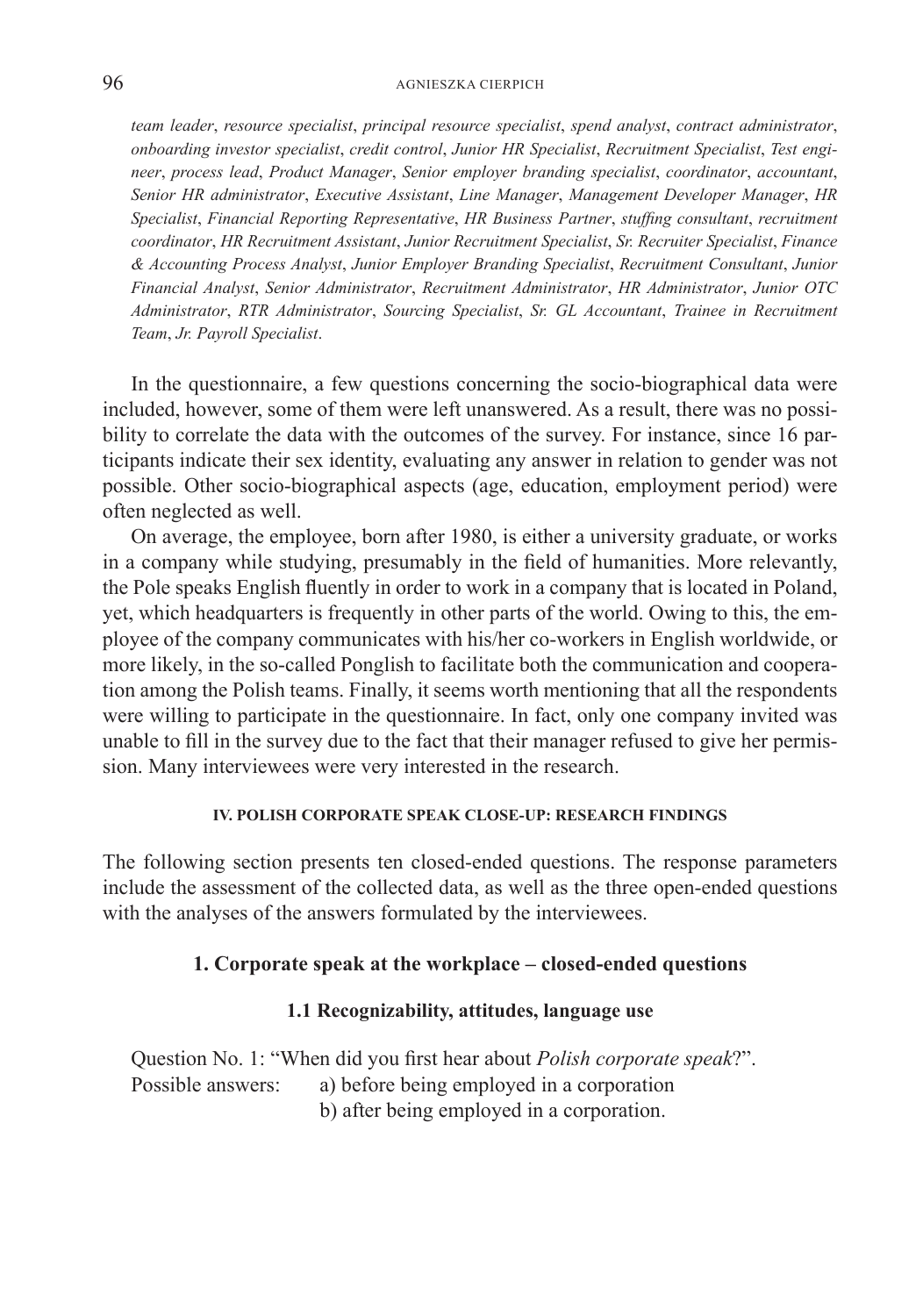*team leader*, *resource specialist*, *principal resource specialist*, *spend analyst*, *contract administrator*, *onboarding investor specialist*, *credit control*, *Junior HR Specialist*, *Recruitment Specialist*, *Test engineer*, *process lead*, *Product Manager*, *Senior employer branding specialist*, *coordinator*, *accountant*, *Senior HR administrator*, *Executive Assistant*, *Line Manager*, *Management Developer Manager*, *HR Specialist*, *Financial Reporting Representative*, *HR Business Partner*, *stuffing consultant*, *recruitment coordinator*, *HR Recruitment Assistant*, *Junior Recruitment Specialist*, *Sr. Recruiter Specialist*, *Finance & Accounting Process Analyst*, *Junior Employer Branding Specialist*, *Recruitment Consultant*, *Junior Financial Analyst*, *Senior Administrator*, *Recruitment Administrator*, *HR Administrator*, *Junior OTC Administrator*, *RTR Administrator*, *Sourcing Specialist*, *Sr. GL Accountant*, *Trainee in Recruitment Team*, *Jr. Payroll Specialist*.

In the questionnaire, a few questions concerning the socio-biographical data were included, however, some of them were left unanswered. As a result, there was no possibility to correlate the data with the outcomes of the survey. For instance, since 16 participants indicate their sex identity, evaluating any answer in relation to gender was not possible. Other socio-biographical aspects (age, education, employment period) were often neglected as well.

On average, the employee, born after 1980, is either a university graduate, or works in a company while studying, presumably in the field of humanities. More relevantly, the Pole speaks English fluently in order to work in a company that is located in Poland, yet, which headquarters is frequently in other parts of the world. Owing to this, the employee of the company communicates with his/her co-workers in English worldwide, or more likely, in the so-called Ponglish to facilitate both the communication and cooperation among the Polish teams. Finally, it seems worth mentioning that all the respondents were willing to participate in the questionnaire. In fact, only one company invited was unable to fill in the survey due to the fact that their manager refused to give her permission. Many interviewees were very interested in the research.

## IV. POLISH CORPORATE SPEAK CLOSE-UP: RESEARCH FINDINGS

The following section presents ten closed-ended questions. The response parameters include the assessment of the collected data, as well as the three open-ended questions with the analyses of the answers formulated by the interviewees.

### 1. Corporate speak at the workplace – closed-ended questions

#### 1.1 Recognizability, attitudes, language use

Question No. 1: "When did you first hear about *Polish corporate speak*?".

Possible answers: a) before being employed in a corporation
b) after being employed in a corporation.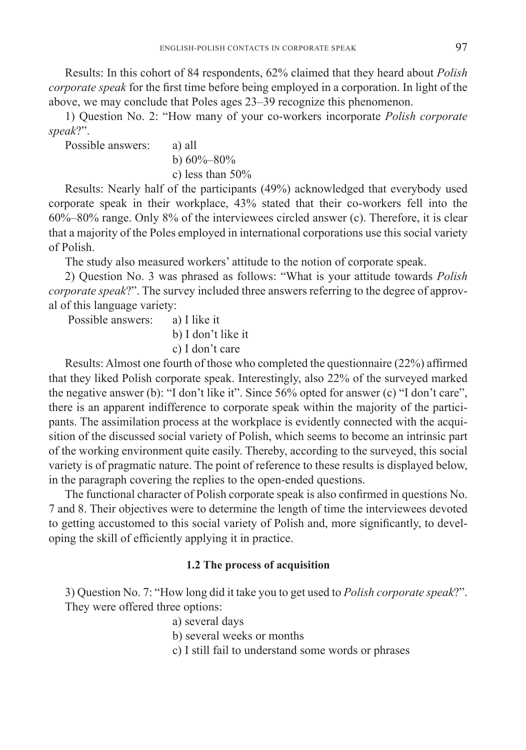Results: In this cohort of 84 respondents, 62% claimed that they heard about *Polish corporate speak* for the first time before being employed in a corporation. In light of the above, we may conclude that Poles ages 23–39 recognize this phenomenon.

1) Question No. 2: "How many of your co-workers incorporate *Polish corporate speak*?".

Possible answers:
a) all
b) 60%–80%
c) less than 50%

Results: Nearly half of the participants (49%) acknowledged that everybody used corporate speak in their workplace, 43% stated that their co-workers fell into the 60%–80% range. Only 8% of the interviewees circled answer (c). Therefore, it is clear that a majority of the Poles employed in international corporations use this social variety of Polish.

The study also measured workers' attitude to the notion of corporate speak.

2) Question No. 3 was phrased as follows: "What is your attitude towards *Polish corporate speak*?". The survey included three answers referring to the degree of approval of this language variety:

Possible answers:
a) I like it
b) I don't like it
c) I don't care

Results: Almost one fourth of those who completed the questionnaire (22%) affirmed that they liked Polish corporate speak. Interestingly, also 22% of the surveyed marked the negative answer (b): "I don't like it". Since 56% opted for answer (c) "I don't care", there is an apparent indifference to corporate speak within the majority of the participants. The assimilation process at the workplace is evidently connected with the acquisition of the discussed social variety of Polish, which seems to become an intrinsic part of the working environment quite easily. Thereby, according to the surveyed, this social variety is of pragmatic nature. The point of reference to these results is displayed below, in the paragraph covering the replies to the open-ended questions.

The functional character of Polish corporate speak is also confirmed in questions No. 7 and 8. Their objectives were to determine the length of time the interviewees devoted to getting accustomed to this social variety of Polish and, more significantly, to developing the skill of efficiently applying it in practice.

### 1.2 The process of acquisition

3) Question No. 7: "How long did it take you to get used to *Polish corporate speak*?". They were offered three options:

a) several days
b) several weeks or months
c) I still fail to understand some words or phrases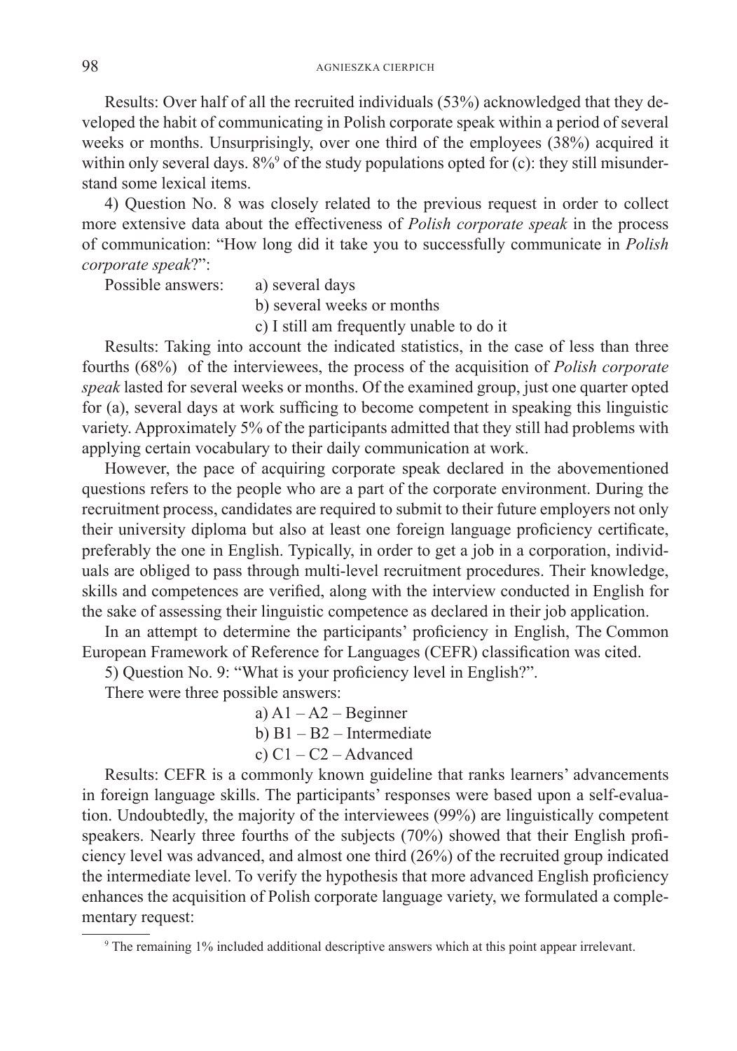Results: Over half of all the recruited individuals (53%) acknowledged that they developed the habit of communicating in Polish corporate speak within a period of several weeks or months. Unsurprisingly, over one third of the employees (38%) acquired it within only several days. 8%[9] of the study populations opted for (c): they still misunderstand some lexical items.

4) Question No. 8 was closely related to the previous request in order to collect more extensive data about the effectiveness of *Polish corporate speak* in the process of communication: "How long did it take you to successfully communicate in *Polish corporate speak*?":

Possible answers:
- a) several days
- b) several weeks or months
- c) I still am frequently unable to do it

Results: Taking into account the indicated statistics, in the case of less than three fourths (68%) of the interviewees, the process of the acquisition of *Polish corporate speak* lasted for several weeks or months. Of the examined group, just one quarter opted for (a), several days at work sufficing to become competent in speaking this linguistic variety. Approximately 5% of the participants admitted that they still had problems with applying certain vocabulary to their daily communication at work.

However, the pace of acquiring corporate speak declared in the abovementioned questions refers to the people who are a part of the corporate environment. During the recruitment process, candidates are required to submit to their future employers not only their university diploma but also at least one foreign language proficiency certificate, preferably the one in English. Typically, in order to get a job in a corporation, individuals are obliged to pass through multi-level recruitment procedures. Their knowledge, skills and competences are verified, along with the interview conducted in English for the sake of assessing their linguistic competence as declared in their job application.

In an attempt to determine the participants' proficiency in English, The Common European Framework of Reference for Languages (CEFR) classification was cited.

5) Question No. 9: "What is your proficiency level in English?".

There were three possible answers:
- a) A1 – A2 – Beginner
- b) B1 – B2 – Intermediate
- c) C1 – C2 – Advanced

Results: CEFR is a commonly known guideline that ranks learners' advancements in foreign language skills. The participants' responses were based upon a self-evaluation. Undoubtedly, the majority of the interviewees (99%) are linguistically competent speakers. Nearly three fourths of the subjects (70%) showed that their English proficiency level was advanced, and almost one third (26%) of the recruited group indicated the intermediate level. To verify the hypothesis that more advanced English proficiency enhances the acquisition of Polish corporate language variety, we formulated a complementary request:

[9] The remaining 1% included additional descriptive answers which at this point appear irrelevant.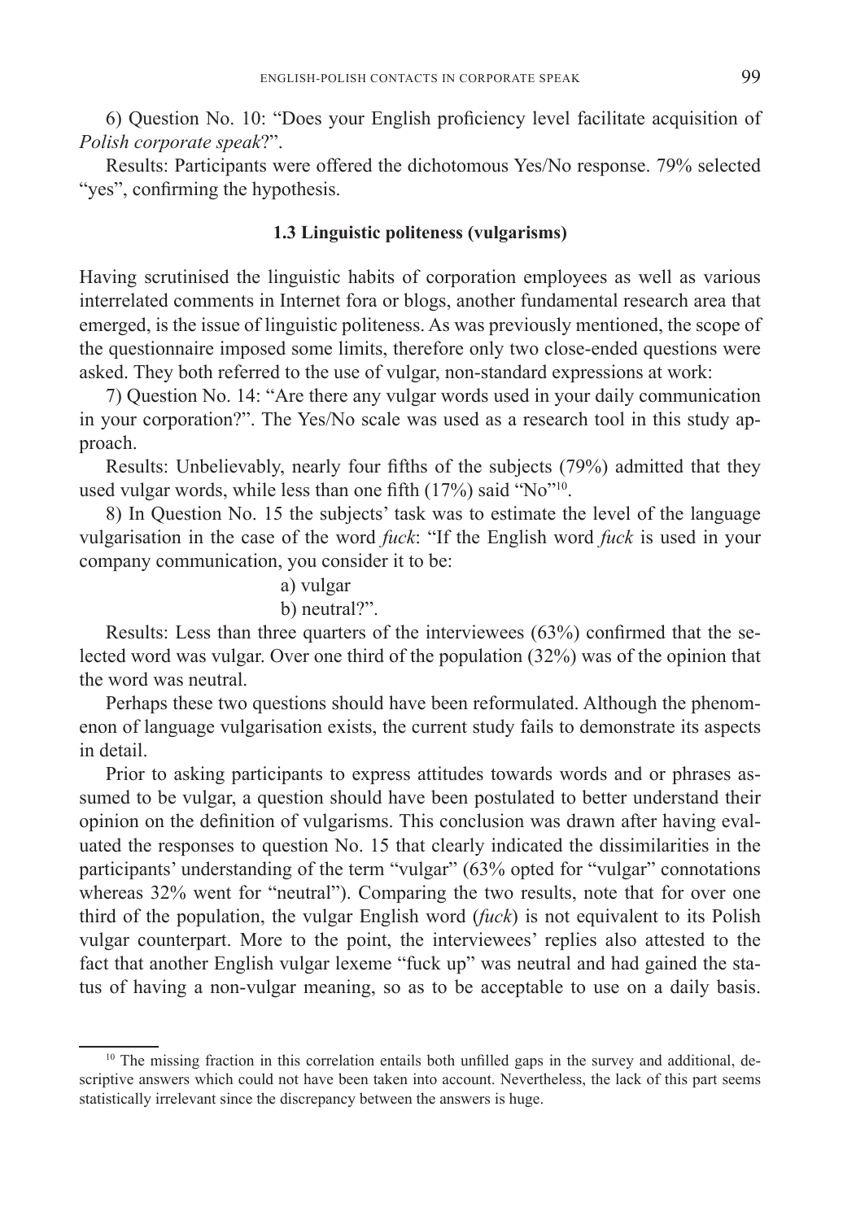6) Question No. 10: "Does your English proficiency level facilitate acquisition of *Polish corporate speak*?".

Results: Participants were offered the dichotomous Yes/No response. 79% selected "yes", confirming the hypothesis.

### 1.3 Linguistic politeness (vulgarisms)

Having scrutinised the linguistic habits of corporation employees as well as various interrelated comments in Internet fora or blogs, another fundamental research area that emerged, is the issue of linguistic politeness. As was previously mentioned, the scope of the questionnaire imposed some limits, therefore only two close-ended questions were asked. They both referred to the use of vulgar, non-standard expressions at work:

7) Question No. 14: "Are there any vulgar words used in your daily communication in your corporation?". The Yes/No scale was used as a research tool in this study approach.

Results: Unbelievably, nearly four fifths of the subjects (79%) admitted that they used vulgar words, while less than one fifth (17%) said "No"[10].

8) In Question No. 15 the subjects' task was to estimate the level of the language vulgarisation in the case of the word *fuck*: "If the English word *fuck* is used in your company communication, you consider it to be:

a) vulgar
b) neutral?".

Results: Less than three quarters of the interviewees (63%) confirmed that the selected word was vulgar. Over one third of the population (32%) was of the opinion that the word was neutral.

Perhaps these two questions should have been reformulated. Although the phenomenon of language vulgarisation exists, the current study fails to demonstrate its aspects in detail.

Prior to asking participants to express attitudes towards words and or phrases assumed to be vulgar, a question should have been postulated to better understand their opinion on the definition of vulgarisms. This conclusion was drawn after having evaluated the responses to question No. 15 that clearly indicated the dissimilarities in the participants' understanding of the term "vulgar" (63% opted for "vulgar" connotations whereas 32% went for "neutral"). Comparing the two results, note that for over one third of the population, the vulgar English word (*fuck*) is not equivalent to its Polish vulgar counterpart. More to the point, the interviewees' replies also attested to the fact that another English vulgar lexeme "fuck up" was neutral and had gained the status of having a non-vulgar meaning, so as to be acceptable to use on a daily basis.

[10] The missing fraction in this correlation entails both unfilled gaps in the survey and additional, descriptive answers which could not have been taken into account. Nevertheless, the lack of this part seems statistically irrelevant since the discrepancy between the answers is huge.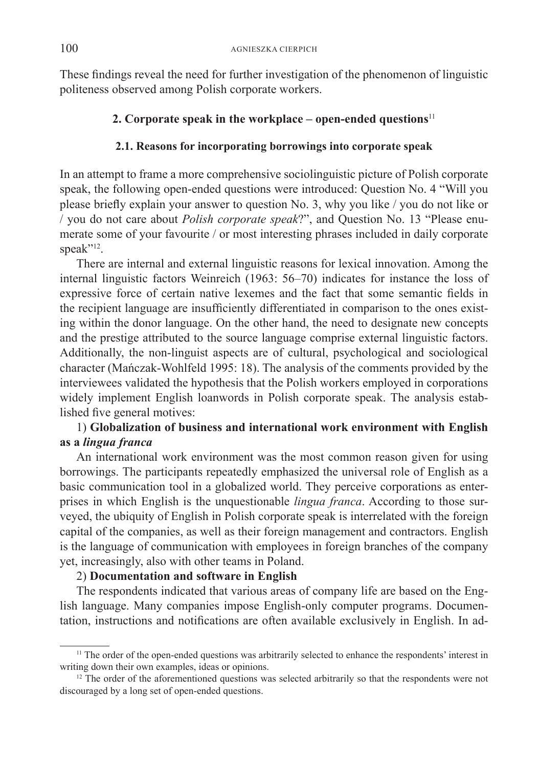These findings reveal the need for further investigation of the phenomenon of linguistic politeness observed among Polish corporate workers.

## 2. Corporate speak in the workplace – open-ended questions[11]

### 2.1. Reasons for incorporating borrowings into corporate speak

In an attempt to frame a more comprehensive sociolinguistic picture of Polish corporate speak, the following open-ended questions were introduced: Question No. 4 "Will you please briefly explain your answer to question No. 3, why you like / you do not like or / you do not care about *Polish corporate speak*?", and Question No. 13 "Please enumerate some of your favourite / or most interesting phrases included in daily corporate speak"[12].

There are internal and external linguistic reasons for lexical innovation. Among the internal linguistic factors Weinreich (1963: 56–70) indicates for instance the loss of expressive force of certain native lexemes and the fact that some semantic fields in the recipient language are insufficiently differentiated in comparison to the ones existing within the donor language. On the other hand, the need to designate new concepts and the prestige attributed to the source language comprise external linguistic factors. Additionally, the non-linguist aspects are of cultural, psychological and sociological character (Mańczak-Wohlfeld 1995: 18). The analysis of the comments provided by the interviewees validated the hypothesis that the Polish workers employed in corporations widely implement English loanwords in Polish corporate speak. The analysis established five general motives:

1) **Globalization of business and international work environment with English as a *lingua franca***

An international work environment was the most common reason given for using borrowings. The participants repeatedly emphasized the universal role of English as a basic communication tool in a globalized world. They perceive corporations as enterprises in which English is the unquestionable *lingua franca*. According to those surveyed, the ubiquity of English in Polish corporate speak is interrelated with the foreign capital of the companies, as well as their foreign management and contractors. English is the language of communication with employees in foreign branches of the company yet, increasingly, also with other teams in Poland.

2) **Documentation and software in English**

The respondents indicated that various areas of company life are based on the English language. Many companies impose English-only computer programs. Documentation, instructions and notifications are often available exclusively in English. In ad-

---

[11] The order of the open-ended questions was arbitrarily selected to enhance the respondents' interest in writing down their own examples, ideas or opinions.

[12] The order of the aforementioned questions was selected arbitrarily so that the respondents were not discouraged by a long set of open-ended questions.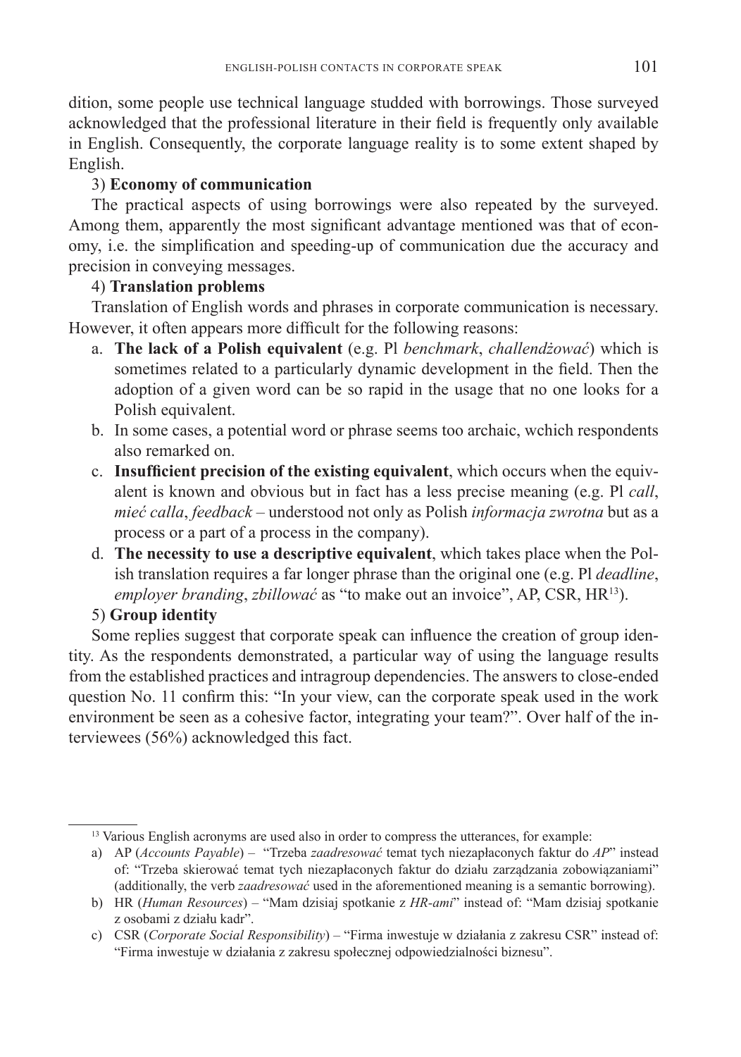dition, some people use technical language studded with borrowings. Those surveyed acknowledged that the professional literature in their field is frequently only available in English. Consequently, the corporate language reality is to some extent shaped by English.

3) **Economy of communication**

The practical aspects of using borrowings were also repeated by the surveyed. Among them, apparently the most significant advantage mentioned was that of economy, i.e. the simplification and speeding-up of communication due the accuracy and precision in conveying messages.

4) **Translation problems**

Translation of English words and phrases in corporate communication is necessary. However, it often appears more difficult for the following reasons:

a. **The lack of a Polish equivalent** (e.g. Pl *benchmark*, *challendżować*) which is sometimes related to a particularly dynamic development in the field. Then the adoption of a given word can be so rapid in the usage that no one looks for a Polish equivalent.
b. In some cases, a potential word or phrase seems too archaic, wchich respondents also remarked on.
c. **Insufficient precision of the existing equivalent**, which occurs when the equivalent is known and obvious but in fact has a less precise meaning (e.g. Pl *call*, *mieć calla*, *feedback* – understood not only as Polish *informacja zwrotna* but as a process or a part of a process in the company).
d. **The necessity to use a descriptive equivalent**, which takes place when the Polish translation requires a far longer phrase than the original one (e.g. Pl *deadline*, *employer branding*, *zbillować* as "to make out an invoice", AP, CSR, HR[13]).

5) **Group identity**

Some replies suggest that corporate speak can influence the creation of group identity. As the respondents demonstrated, a particular way of using the language results from the established practices and intragroup dependencies. The answers to close-ended question No. 11 confirm this: "In your view, can the corporate speak used in the work environment be seen as a cohesive factor, integrating your team?". Over half of the interviewees (56%) acknowledged this fact.

---

[13] Various English acronyms are used also in order to compress the utterances, for example:

a) AP (*Accounts Payable*) – "Trzeba *zaadresować* temat tych niezapłaconych faktur do *AP*" instead of: "Trzeba skierować temat tych niezapłaconych faktur do działu zarządzania zobowiązaniami" (additionally, the verb *zaadresować* used in the aforementioned meaning is a semantic borrowing).
b) HR (*Human Resources*) – "Mam dzisiaj spotkanie z *HR-ami*" instead of: "Mam dzisiaj spotkanie z osobami z działu kadr".
c) CSR (*Corporate Social Responsibility*) – "Firma inwestuje w działania z zakresu CSR" instead of: "Firma inwestuje w działania z zakresu społecznej odpowiedzialności biznesu".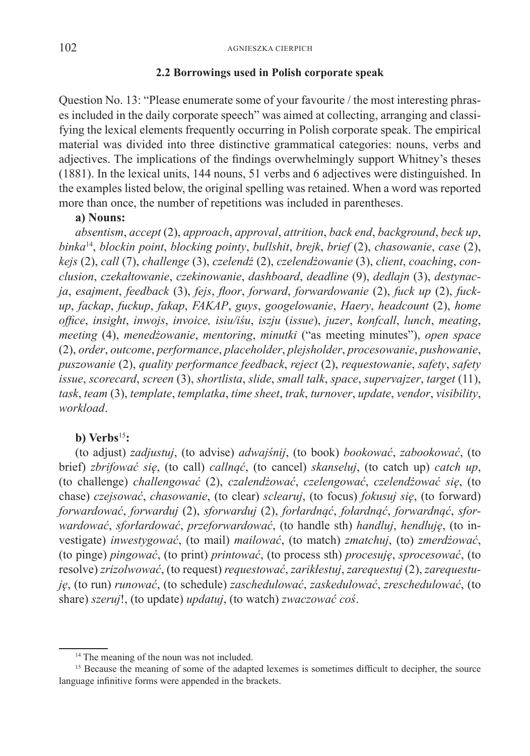### 2.2 Borrowings used in Polish corporate speak

Question No. 13: "Please enumerate some of your favourite / the most interesting phrases included in the daily corporate speech" was aimed at collecting, arranging and classifying the lexical elements frequently occurring in Polish corporate speak. The empirical material was divided into three distinctive grammatical categories: nouns, verbs and adjectives. The implications of the findings overwhelmingly support Whitney's theses (1881). In the lexical units, 144 nouns, 51 verbs and 6 adjectives were distinguished. In the examples listed below, the original spelling was retained. When a word was reported more than once, the number of repetitions was included in parentheses.

**a) Nouns:**

*absentism*, *accept* (2), *approach*, *approval*, *attrition*, *back end*, *background*, *beck up*, *binka*[14], *blockin point*, *blocking pointy*, *bullshit*, *brejk*, *brief* (2), *chasowanie*, *case* (2), *kejs* (2), *call* (7), *challenge* (3), *czelendż* (2), *czelendżowanie* (3), *client*, *coaching*, *conclusion*, *czekałtowanie*, *czekinowanie*, *dashboard*, *deadline* (9), *dedlajn* (3), *destynacja*, *esajment*, *feedback* (3), *fejs*, *floor*, *forward*, *forwardowanie* (2), *fuck up* (2), *fuckup*, *fackap*, *fuckup*, *fakap*, *FAKAP*, *guys*, *googelowanie*, *Haery*, *headcount* (2), *home office*, *insight*, *inwojs*, *invoice, isiu/iśu*, *iszju* (*issue*), *juzer*, *konfcall*, *lunch*, *meating*, *meeting* (4), *menedżowanie*, *mentoring*, *minutki* ("as meeting minutes"), *open space* (2), *order*, *outcome*, *performance*, *placeholder*, *plejsholder*, *procesowanie*, *pushowanie*, *puszowanie* (2), *quality performance feedback*, *reject* (2), *requestowanie*, *safety*, *safety issue*, *scorecard*, *screen* (3), *shortlista*, *slide*, *small talk*, *space*, *supervajzer*, *target* (11), *task*, *team* (3), *template*, *templatka*, *time sheet*, *trak*, *turnover*, *update*, *vendor*, *visibility*, *workload*.

**b) Verbs**[15]**:**

(to adjust) *zadjustuj*, (to advise) *adwajśnij*, (to book) *bookować*, *zabookować*, (to brief) *zbrifować się*, (to call) *callnąć*, (to cancel) *skanseluj*, (to catch up) *catch up*, (to challenge) *challengować* (2), *czalendżować*, *czelengować*, *czelendżować się*, (to chase) *czejsować*, *chasowanie*, (to clear) *sclearuj*, (to focus) *fokusuj się*, (to forward) *forwardować*, *forwarduj* (2), *sforwarduj* (2), *forłardnąć*, *fołardnąć*, *forwardnąć*, *sforwardować*, *sforłardować*, *przeforwardować*, (to handle sth) *handluj*, *hendluję*, (to investigate) *inwestygować*, (to mail) *mailować*, (to match) *zmatchuj*, (to) *zmerdżować*, (to pinge) *pingować*, (to print) *printować*, (to process sth) *procesuję*, *sprocesować*, (to resolve) *zrizolwować*, (to request) *requestować*, *zarikłestuj*, *zarequestuj* (2), *zarequestuję*, (to run) *runować*, (to schedule) *zaschedulować*, *zaskedulować*, *zreschedulować*, (to share) *szeruj*!, (to update) *updatuj*, (to watch) *zwaczować coś*.

---

[14] The meaning of the noun was not included.

[15] Because the meaning of some of the adapted lexemes is sometimes difficult to decipher, the source language infinitive forms were appended in the brackets.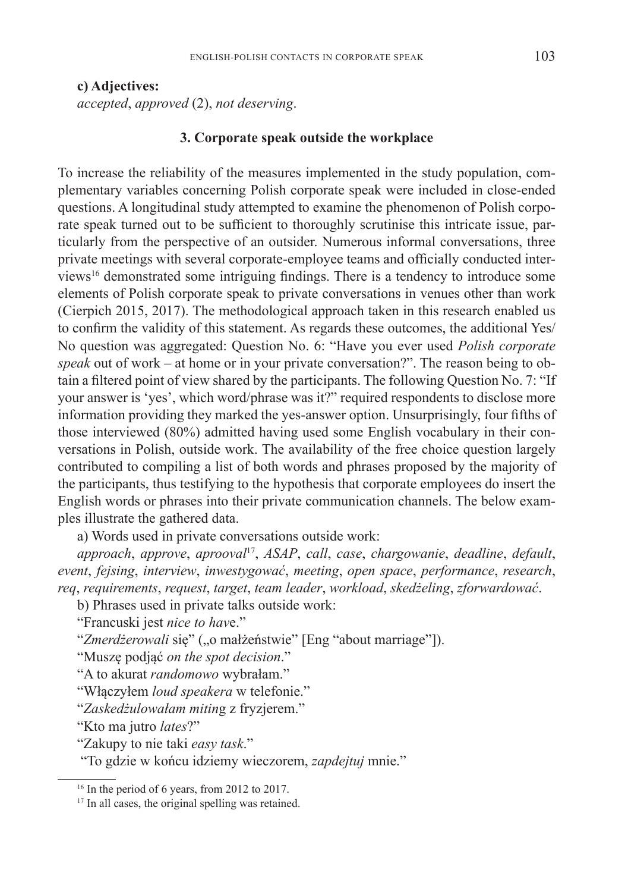**c) Adjectives:**

*accepted*, *approved* (2), *not deserving*.

### 3. Corporate speak outside the workplace

To increase the reliability of the measures implemented in the study population, complementary variables concerning Polish corporate speak were included in close-ended questions. A longitudinal study attempted to examine the phenomenon of Polish corporate speak turned out to be sufficient to thoroughly scrutinise this intricate issue, particularly from the perspective of an outsider. Numerous informal conversations, three private meetings with several corporate-employee teams and officially conducted interviews[16] demonstrated some intriguing findings. There is a tendency to introduce some elements of Polish corporate speak to private conversations in venues other than work (Cierpich 2015, 2017). The methodological approach taken in this research enabled us to confirm the validity of this statement. As regards these outcomes, the additional Yes/No question was aggregated: Question No. 6: "Have you ever used *Polish corporate speak* out of work – at home or in your private conversation?". The reason being to obtain a filtered point of view shared by the participants. The following Question No. 7: "If your answer is 'yes', which word/phrase was it?" required respondents to disclose more information providing they marked the yes-answer option. Unsurprisingly, four fifths of those interviewed (80%) admitted having used some English vocabulary in their conversations in Polish, outside work. The availability of the free choice question largely contributed to compiling a list of both words and phrases proposed by the majority of the participants, thus testifying to the hypothesis that corporate employees do insert the English words or phrases into their private communication channels. The below examples illustrate the gathered data.

a) Words used in private conversations outside work:

*approach*, *approve*, *aprooval*[17], *ASAP*, *call*, *case*, *chargowanie*, *deadline*, *default*, *event*, *fejsing*, *interview*, *inwestygować*, *meeting*, *open space*, *performance*, *research*, *req*, *requirements*, *request*, *target*, *team leader*, *workload*, *skedżeling*, *zforwardować*.

b) Phrases used in private talks outside work:

"Francuski jest *nice to hav*e."

"*Zmerdżerowali* się" („o małżeństwie" [Eng "about marriage"]).

"Muszę podjąć *on the spot decision*."

"A to akurat *randomowo* wybrałam."

"Włączyłem *loud speakera* w telefonie."

"*Zaskedżulowałam mitin*g z fryzjerem."

"Kto ma jutro *lates*?"

"Zakupy to nie taki *easy task*."

"To gdzie w końcu idziemy wieczorem, *zapdejtuj* mnie."

---

[16] In the period of 6 years, from 2012 to 2017.

[17] In all cases, the original spelling was retained.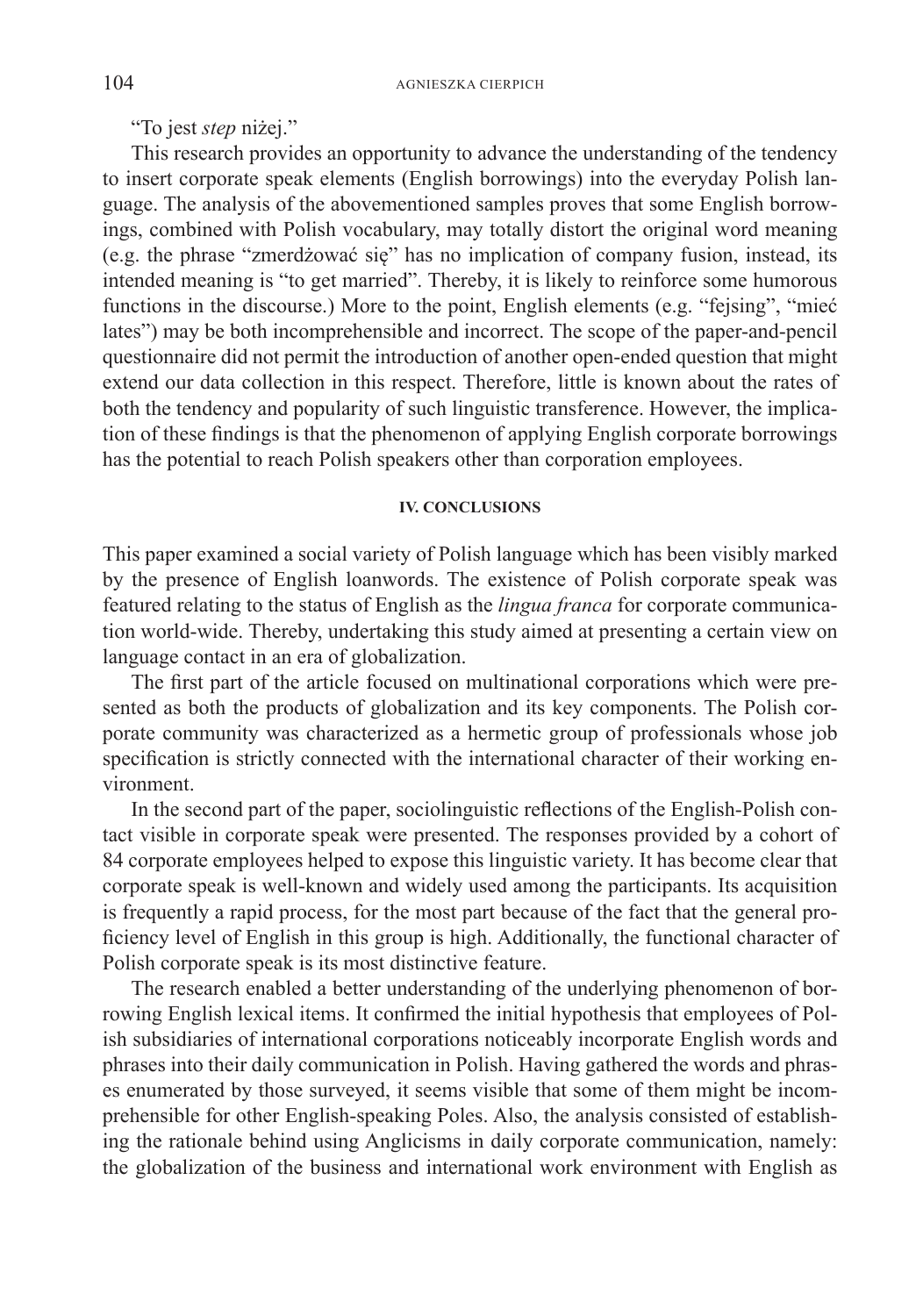"To jest *step* niżej."

This research provides an opportunity to advance the understanding of the tendency to insert corporate speak elements (English borrowings) into the everyday Polish language. The analysis of the abovementioned samples proves that some English borrowings, combined with Polish vocabulary, may totally distort the original word meaning (e.g. the phrase "zmerdżować się" has no implication of company fusion, instead, its intended meaning is "to get married". Thereby, it is likely to reinforce some humorous functions in the discourse.) More to the point, English elements (e.g. "fejsing", "mieć lates") may be both incomprehensible and incorrect. The scope of the paper-and-pencil questionnaire did not permit the introduction of another open-ended question that might extend our data collection in this respect. Therefore, little is known about the rates of both the tendency and popularity of such linguistic transference. However, the implication of these findings is that the phenomenon of applying English corporate borrowings has the potential to reach Polish speakers other than corporation employees.

## IV. CONCLUSIONS

This paper examined a social variety of Polish language which has been visibly marked by the presence of English loanwords. The existence of Polish corporate speak was featured relating to the status of English as the *lingua franca* for corporate communication world-wide. Thereby, undertaking this study aimed at presenting a certain view on language contact in an era of globalization.

The first part of the article focused on multinational corporations which were presented as both the products of globalization and its key components. The Polish corporate community was characterized as a hermetic group of professionals whose job specification is strictly connected with the international character of their working environment.

In the second part of the paper, sociolinguistic reflections of the English-Polish contact visible in corporate speak were presented. The responses provided by a cohort of 84 corporate employees helped to expose this linguistic variety. It has become clear that corporate speak is well-known and widely used among the participants. Its acquisition is frequently a rapid process, for the most part because of the fact that the general proficiency level of English in this group is high. Additionally, the functional character of Polish corporate speak is its most distinctive feature.

The research enabled a better understanding of the underlying phenomenon of borrowing English lexical items. It confirmed the initial hypothesis that employees of Polish subsidiaries of international corporations noticeably incorporate English words and phrases into their daily communication in Polish. Having gathered the words and phrases enumerated by those surveyed, it seems visible that some of them might be incomprehensible for other English-speaking Poles. Also, the analysis consisted of establishing the rationale behind using Anglicisms in daily corporate communication, namely: the globalization of the business and international work environment with English as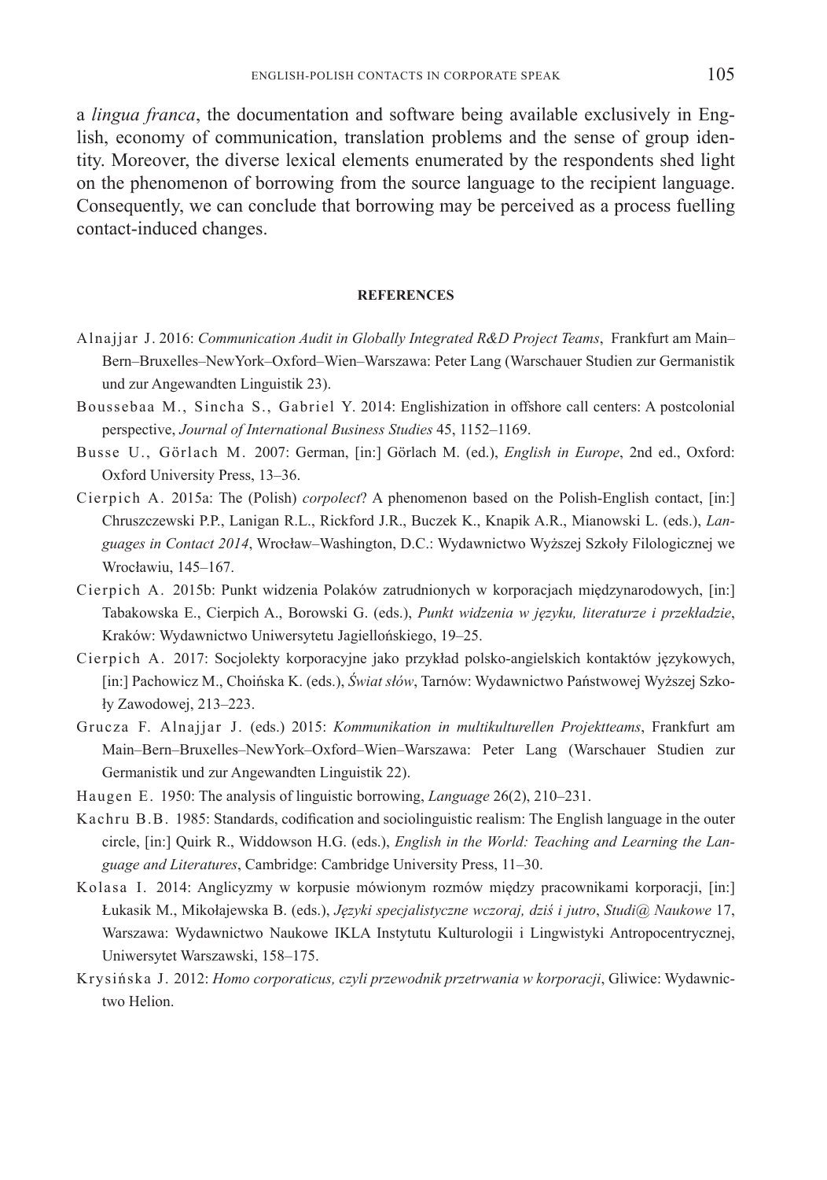a *lingua franca*, the documentation and software being available exclusively in English, economy of communication, translation problems and the sense of group identity. Moreover, the diverse lexical elements enumerated by the respondents shed light on the phenomenon of borrowing from the source language to the recipient language. Consequently, we can conclude that borrowing may be perceived as a process fuelling contact-induced changes.

## REFERENCES

Alnajjar J. 2016: *Communication Audit in Globally Integrated R&D Project Teams*, Frankfurt am Main–Bern–Bruxelles–NewYork–Oxford–Wien–Warszawa: Peter Lang (Warschauer Studien zur Germanistik und zur Angewandten Linguistik 23).

Boussebaa M., Sincha S., Gabriel Y. 2014: Englishization in offshore call centers: A postcolonial perspective, *Journal of International Business Studies* 45, 1152–1169.

Busse U., Görlach M. 2007: German, [in:] Görlach M. (ed.), *English in Europe*, 2nd ed., Oxford: Oxford University Press, 13–36.

Cierpich A. 2015a: The (Polish) *corpolect*? A phenomenon based on the Polish-English contact, [in:] Chruszczewski P.P., Lanigan R.L., Rickford J.R., Buczek K., Knapik A.R., Mianowski L. (eds.), *Languages in Contact 2014*, Wrocław–Washington, D.C.: Wydawnictwo Wyższej Szkoły Filologicznej we Wrocławiu, 145–167.

Cierpich A. 2015b: Punkt widzenia Polaków zatrudnionych w korporacjach międzynarodowych, [in:] Tabakowska E., Cierpich A., Borowski G. (eds.), *Punkt widzenia w języku, literaturze i przekładzie*, Kraków: Wydawnictwo Uniwersytetu Jagiellońskiego, 19–25.

Cierpich A. 2017: Socjolekty korporacyjne jako przykład polsko-angielskich kontaktów językowych, [in:] Pachowicz M., Choińska K. (eds.), *Świat słów*, Tarnów: Wydawnictwo Państwowej Wyższej Szkoły Zawodowej, 213–223.

Grucza F. Alnajjar J. (eds.) 2015: *Kommunikation in multikulturellen Projektteams*, Frankfurt am Main–Bern–Bruxelles–NewYork–Oxford–Wien–Warszawa: Peter Lang (Warschauer Studien zur Germanistik und zur Angewandten Linguistik 22).

Haugen E. 1950: The analysis of linguistic borrowing, *Language* 26(2), 210–231.

Kachru B.B. 1985: Standards, codification and sociolinguistic realism: The English language in the outer circle, [in:] Quirk R., Widdowson H.G. (eds.), *English in the World: Teaching and Learning the Language and Literatures*, Cambridge: Cambridge University Press, 11–30.

Kolasa I. 2014: Anglicyzmy w korpusie mówionym rozmów między pracownikami korporacji, [in:] Łukasik M., Mikołajewska B. (eds.), *Języki specjalistyczne wczoraj, dziś i jutro*, *Studi@ Naukowe* 17, Warszawa: Wydawnictwo Naukowe IKLA Instytutu Kulturologii i Lingwistyki Antropocentrycznej, Uniwersytet Warszawski, 158–175.

Krysińska J. 2012: *Homo corporaticus, czyli przewodnik przetrwania w korporacji*, Gliwice: Wydawnictwo Helion.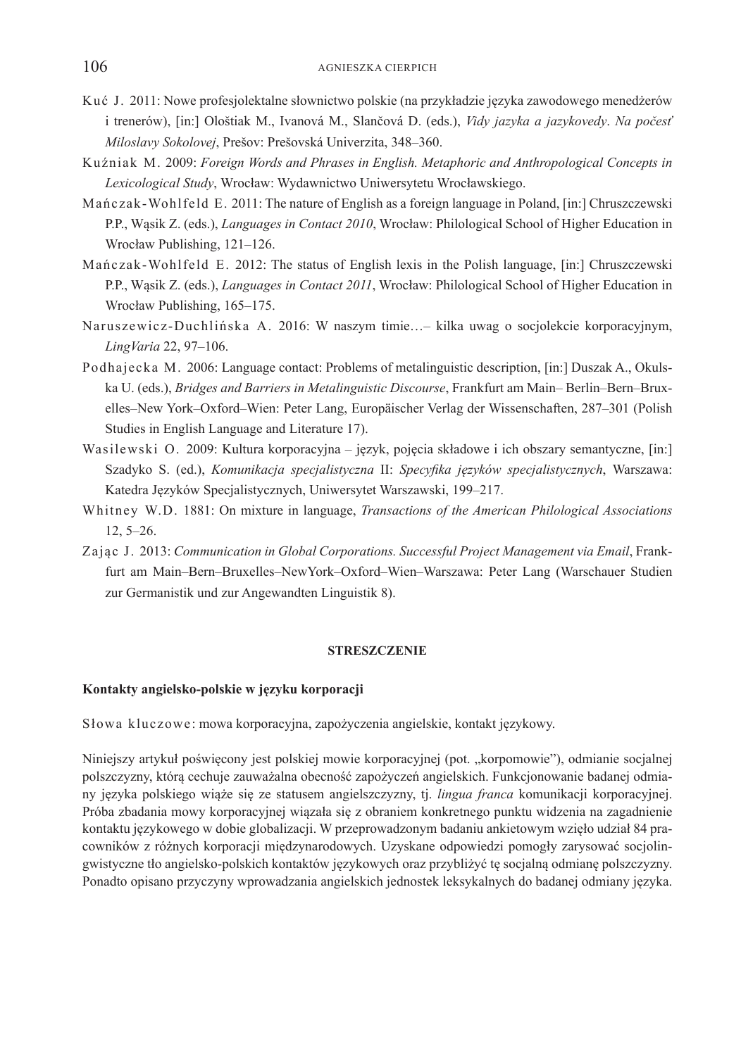Kuć J. 2011: Nowe profesjolektalne słownictwo polskie (na przykładzie języka zawodowego menedżerów i trenerów), [in:] Ološtiak M., Ivanová M., Slančová D. (eds.), *Vidy jazyka a jazykovedy*. *Na počesť Miloslavy Sokolovej*, Prešov: Prešovská Univerzita, 348–360.

Kuźniak M. 2009: *Foreign Words and Phrases in English. Metaphoric and Anthropological Concepts in Lexicological Study*, Wrocław: Wydawnictwo Uniwersytetu Wrocławskiego.

Mańczak-Wohlfeld E. 2011: The nature of English as a foreign language in Poland, [in:] Chruszczewski P.P., Wąsik Z. (eds.), *Languages in Contact 2010*, Wrocław: Philological School of Higher Education in Wrocław Publishing, 121–126.

Mańczak-Wohlfeld E. 2012: The status of English lexis in the Polish language, [in:] Chruszczewski P.P., Wąsik Z. (eds.), *Languages in Contact 2011*, Wrocław: Philological School of Higher Education in Wrocław Publishing, 165–175.

Naruszewicz-Duchlińska A. 2016: W naszym timie…– kilka uwag o socjolekcie korporacyjnym, *LingVaria* 22, 97–106.

Podhajecka M. 2006: Language contact: Problems of metalinguistic description, [in:] Duszak A., Okulska U. (eds.), *Bridges and Barriers in Metalinguistic Discourse*, Frankfurt am Main– Berlin–Bern–Bruxelles–New York–Oxford–Wien: Peter Lang, Europäischer Verlag der Wissenschaften, 287–301 (Polish Studies in English Language and Literature 17).

Wasilewski O. 2009: Kultura korporacyjna – język, pojęcia składowe i ich obszary semantyczne, [in:] Szadyko S. (ed.), *Komunikacja specjalistyczna* II: *Specyfika języków specjalistycznych*, Warszawa: Katedra Języków Specjalistycznych, Uniwersytet Warszawski, 199–217.

Whitney W.D. 1881: On mixture in language, *Transactions of the American Philological Associations* 12, 5–26.

Zając J. 2013: *Communication in Global Corporations. Successful Project Management via Email*, Frankfurt am Main–Bern–Bruxelles–NewYork–Oxford–Wien–Warszawa: Peter Lang (Warschauer Studien zur Germanistik und zur Angewandten Linguistik 8).

## STRESZCZENIE

### Kontakty angielsko-polskie w języku korporacji

Słowa kluczowe: mowa korporacyjna, zapożyczenia angielskie, kontakt językowy.

Niniejszy artykuł poświęcony jest polskiej mowie korporacyjnej (pot. „korpomowie"), odmianie socjalnej polszczyzny, którą cechuje zauważalna obecność zapożyczeń angielskich. Funkcjonowanie badanej odmiany języka polskiego wiąże się ze statusem angielszczyzny, tj. *lingua franca* komunikacji korporacyjnej. Próba zbadania mowy korporacyjnej wiązała się z obraniem konkretnego punktu widzenia na zagadnienie kontaktu językowego w dobie globalizacji. W przeprowadzonym badaniu ankietowym wzięło udział 84 pracowników z różnych korporacji międzynarodowych. Uzyskane odpowiedzi pomogły zarysować socjolingwistyczne tło angielsko-polskich kontaktów językowych oraz przybliżyć tę socjalną odmianę polszczyzny. Ponadto opisano przyczyny wprowadzania angielskich jednostek leksykalnych do badanej odmiany języka.